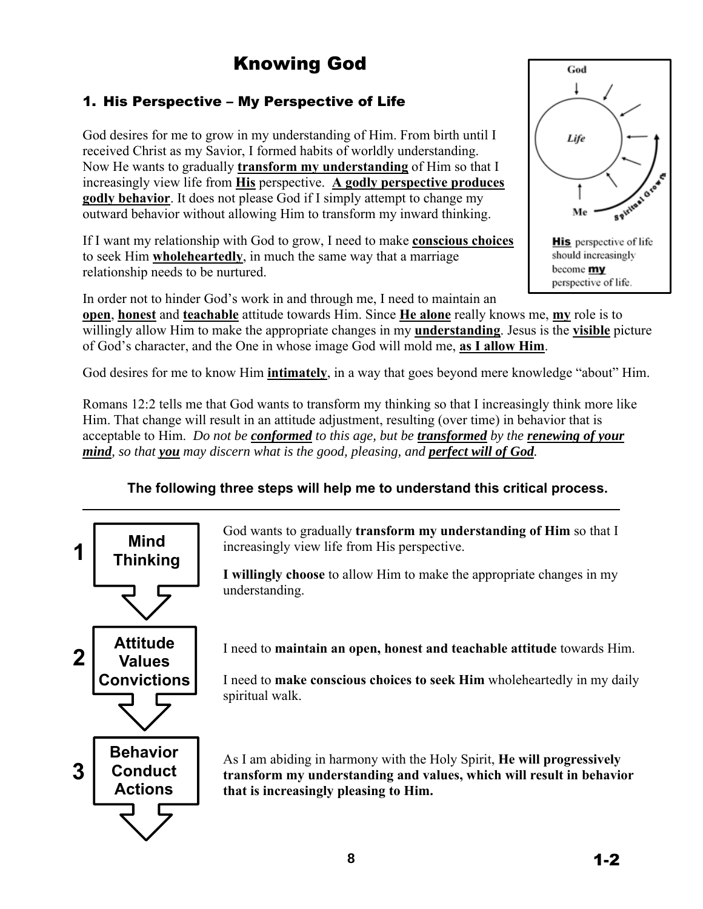# Knowing God

## 1. His Perspective – My Perspective of Life

God desires for me to grow in my understanding of Him. From birth until I received Christ as my Savior, I formed habits of worldly understanding. Now He wants to gradually **transform my understanding** of Him so that I increasingly view life from **His** perspective. **A godly perspective produces godly behavior**. It does not please God if I simply attempt to change my outward behavior without allowing Him to transform my inward thinking.

If I want my relationship with God to grow, I need to make **conscious choices** to seek Him **wholeheartedly**, in much the same way that a marriage relationship needs to be nurtured.

God

Life

Me

Spiritual Growth

**His** perspective of life should increasingly become **my** perspective of life.

In order not to hinder God's work in and through me, I need to maintain an **open**, **honest** and **teachable** attitude towards Him. Since **He alone** really knows me, **my** role is to willingly allow Him to make the appropriate changes in my **understanding**. Jesus is the **visible** picture of God's character, and the One in whose image God will mold me, **as I allow Him**.

God desires for me to know Him **intimately**, in a way that goes beyond mere knowledge "about" Him.

Romans 12:2 tells me that God wants to transform my thinking so that I increasingly think more like Him. That change will result in an attitude adjustment, resulting (over time) in behavior that is acceptable to Him. *Do not be **conformed** to this age, but be **transformed** by the **renewing of your mind**, so that **you** may discern what is the good, pleasing, and **perfect will of God**.*

**The following three steps will help me to understand this critical process.**

---

**1 – Mind / Thinking**

God wants to gradually **transform my understanding of Him** so that I increasingly view life from His perspective.

**I willingly choose** to allow Him to make the appropriate changes in my understanding.

**2 – Attitude / Values / Convictions**

I need to **maintain an open, honest and teachable attitude** towards Him.

I need to **make conscious choices to seek Him** wholeheartedly in my daily spiritual walk.

**3 – Behavior / Conduct / Actions**

As I am abiding in harmony with the Holy Spirit, **He will progressively transform my understanding and values, which will result in behavior that is increasingly pleasing to Him.**

1-2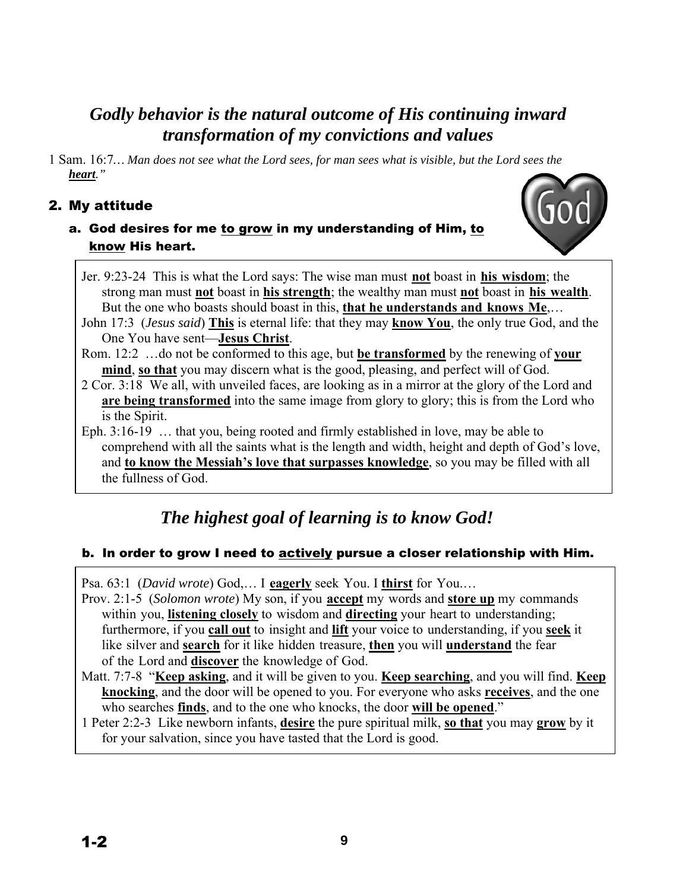## *Godly behavior is the natural outcome of His continuing inward transformation of my convictions and values*

1 Sam. 16:7… *Man does not see what the Lord sees, for man sees what is visible, but the Lord sees the **heart**."*

### 2. My attitude

#### a. God desires for me <u>to grow</u> in my understanding of Him, <u>to know</u> His heart.

Jer. 9:23-24 This is what the Lord says: The wise man must **<u>not</u>** boast in **<u>his wisdom</u>**; the strong man must **<u>not</u>** boast in **<u>his strength</u>**; the wealthy man must **<u>not</u>** boast in **<u>his wealth</u>**. But the one who boasts should boast in this, **<u>that he understands and knows Me</u>**,…

John 17:3 (*Jesus said*) **<u>This</u>** is eternal life: that they may **<u>know You</u>**, the only true God, and the One You have sent—**<u>Jesus Christ</u>**.

Rom. 12:2 …do not be conformed to this age, but **<u>be transformed</u>** by the renewing of **<u>your mind</u>**, **<u>so that</u>** you may discern what is the good, pleasing, and perfect will of God.

2 Cor. 3:18 We all, with unveiled faces, are looking as in a mirror at the glory of the Lord and **<u>are being transformed</u>** into the same image from glory to glory; this is from the Lord who is the Spirit.

Eph. 3:16-19 … that you, being rooted and firmly established in love, may be able to comprehend with all the saints what is the length and width, height and depth of God's love, and **<u>to know the Messiah's love that surpasses knowledge</u>**, so you may be filled with all the fullness of God.

## *The highest goal of learning is to know God!*

#### b. In order to grow I need to <u>actively</u> pursue a closer relationship with Him.

Psa. 63:1 (*David wrote*) God,… I **<u>eagerly</u>** seek You. I **<u>thirst</u>** for You.…

Prov. 2:1-5 (*Solomon wrote*) My son, if you **<u>accept</u>** my words and **<u>store up</u>** my commands within you, **<u>listening closely</u>** to wisdom and **<u>directing</u>** your heart to understanding; furthermore, if you **<u>call out</u>** to insight and **<u>lift</u>** your voice to understanding, if you **<u>seek</u>** it like silver and **<u>search</u>** for it like hidden treasure, **<u>then</u>** you will **<u>understand</u>** the fear of the Lord and **<u>discover</u>** the knowledge of God.

Matt. 7:7-8 "**<u>Keep asking</u>**, and it will be given to you. **<u>Keep searching</u>**, and you will find. **<u>Keep knocking</u>**, and the door will be opened to you. For everyone who asks **<u>receives</u>**, and the one who searches **<u>finds</u>**, and to the one who knocks, the door **<u>will be opened</u>**."

1 Peter 2:2-3 Like newborn infants, **<u>desire</u>** the pure spiritual milk, **<u>so that</u>** you may **<u>grow</u>** by it for your salvation, since you have tasted that the Lord is good.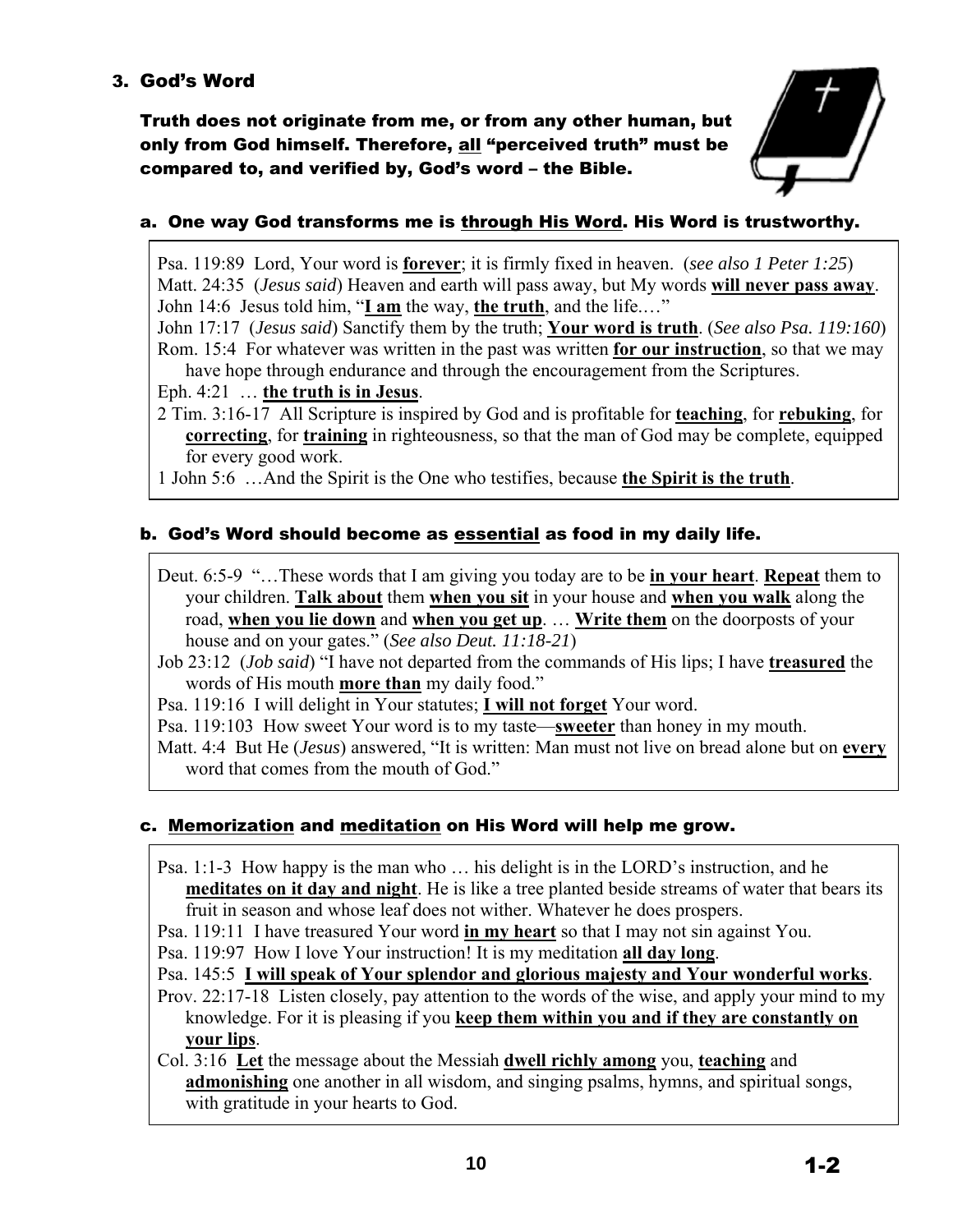## 3. God's Word

**Truth does not originate from me, or from any other human, but only from God himself. Therefore, all "perceived truth" must be compared to, and verified by, God's word – the Bible.**

### a. One way God transforms me is through His Word. His Word is trustworthy.

Psa. 119:89 Lord, Your word is **forever**; it is firmly fixed in heaven. (*see also 1 Peter 1:25*)
Matt. 24:35 (*Jesus said*) Heaven and earth will pass away, but My words **will never pass away**.
John 14:6 Jesus told him, "**I am** the way, **the truth**, and the life.…"
John 17:17 (*Jesus said*) Sanctify them by the truth; **Your word is truth**. (*See also Psa. 119:160*)
Rom. 15:4 For whatever was written in the past was written **for our instruction**, so that we may have hope through endurance and through the encouragement from the Scriptures.
Eph. 4:21 … **the truth is in Jesus**.
2 Tim. 3:16-17 All Scripture is inspired by God and is profitable for **teaching**, for **rebuking**, for **correcting**, for **training** in righteousness, so that the man of God may be complete, equipped for every good work.
1 John 5:6 …And the Spirit is the One who testifies, because **the Spirit is the truth**.

### b. God's Word should become as essential as food in my daily life.

Deut. 6:5-9 "…These words that I am giving you today are to be **in your heart**. **Repeat** them to your children. **Talk about** them **when you sit** in your house and **when you walk** along the road, **when you lie down** and **when you get up**. … **Write them** on the doorposts of your house and on your gates." (*See also Deut. 11:18-21*)
Job 23:12 (*Job said*) "I have not departed from the commands of His lips; I have **treasured** the words of His mouth **more than** my daily food."
Psa. 119:16 I will delight in Your statutes; **I will not forget** Your word.
Psa. 119:103 How sweet Your word is to my taste—**sweeter** than honey in my mouth.
Matt. 4:4 But He (*Jesus*) answered, "It is written: Man must not live on bread alone but on **every** word that comes from the mouth of God."

### c. Memorization and meditation on His Word will help me grow.

Psa. 1:1-3 How happy is the man who … his delight is in the LORD's instruction, and he **meditates on it day and night**. He is like a tree planted beside streams of water that bears its fruit in season and whose leaf does not wither. Whatever he does prospers.
Psa. 119:11 I have treasured Your word **in my heart** so that I may not sin against You.
Psa. 119:97 How I love Your instruction! It is my meditation **all day long**.
Psa. 145:5 **I will speak of Your splendor and glorious majesty and Your wonderful works**.
Prov. 22:17-18 Listen closely, pay attention to the words of the wise, and apply your mind to my knowledge. For it is pleasing if you **keep them within you and if they are constantly on your lips**.
Col. 3:16 **Let** the message about the Messiah **dwell richly among** you, **teaching** and **admonishing** one another in all wisdom, and singing psalms, hymns, and spiritual songs, with gratitude in your hearts to God.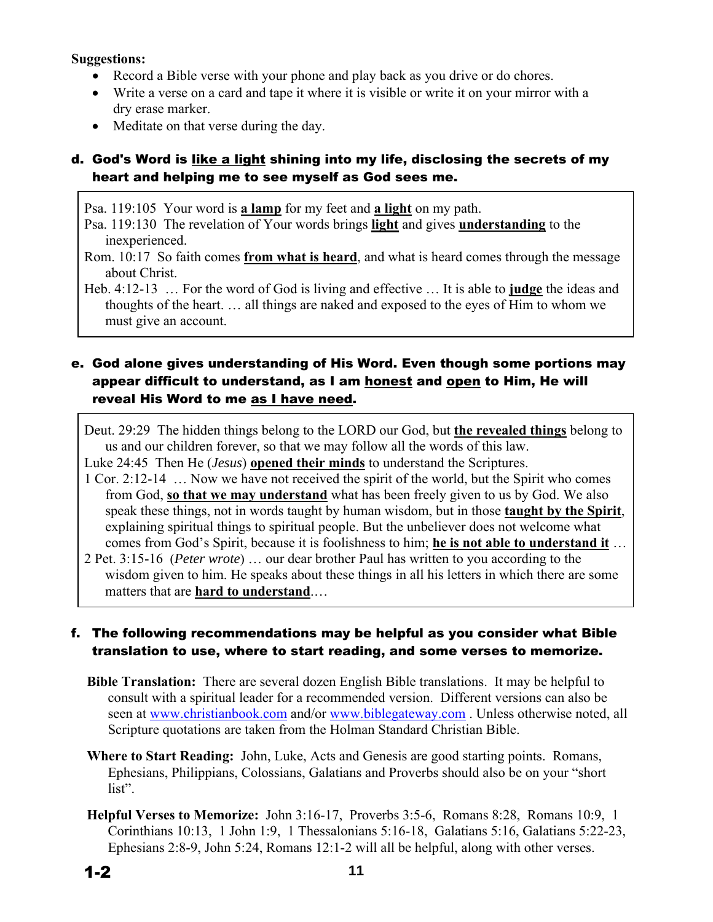**Suggestions:**

- Record a Bible verse with your phone and play back as you drive or do chores.
- Write a verse on a card and tape it where it is visible or write it on your mirror with a dry erase marker.
- Meditate on that verse during the day.

### d. God's Word is <u>like a light</u> shining into my life, disclosing the secrets of my heart and helping me to see myself as God sees me.

Psa. 119:105 Your word is **<u>a lamp</u>** for my feet and **<u>a light</u>** on my path.

Psa. 119:130 The revelation of Your words brings **<u>light</u>** and gives **<u>understanding</u>** to the inexperienced.

Rom. 10:17 So faith comes **<u>from what is heard</u>**, and what is heard comes through the message about Christ.

Heb. 4:12-13 … For the word of God is living and effective … It is able to **<u>judge</u>** the ideas and thoughts of the heart. … all things are naked and exposed to the eyes of Him to whom we must give an account.

### e. God alone gives understanding of His Word. Even though some portions may appear difficult to understand, as I am <u>honest</u> and <u>open</u> to Him, He will reveal His Word to me <u>as I have need</u>.

Deut. 29:29 The hidden things belong to the LORD our God, but **<u>the revealed things</u>** belong to us and our children forever, so that we may follow all the words of this law.

Luke 24:45 Then He (*Jesus*) **<u>opened their minds</u>** to understand the Scriptures.

1 Cor. 2:12-14 … Now we have not received the spirit of the world, but the Spirit who comes from God, **<u>so that we may understand</u>** what has been freely given to us by God. We also speak these things, not in words taught by human wisdom, but in those **<u>taught by the Spirit</u>**, explaining spiritual things to spiritual people. But the unbeliever does not welcome what comes from God's Spirit, because it is foolishness to him; **<u>he is not able to understand it</u>** …

2 Pet. 3:15-16 (*Peter wrote*) … our dear brother Paul has written to you according to the wisdom given to him. He speaks about these things in all his letters in which there are some matters that are **<u>hard to understand</u>**.…

### f. The following recommendations may be helpful as you consider what Bible translation to use, where to start reading, and some verses to memorize.

**Bible Translation:** There are several dozen English Bible translations. It may be helpful to consult with a spiritual leader for a recommended version. Different versions can also be seen at www.christianbook.com and/or www.biblegateway.com . Unless otherwise noted, all Scripture quotations are taken from the Holman Standard Christian Bible.

**Where to Start Reading:** John, Luke, Acts and Genesis are good starting points. Romans, Ephesians, Philippians, Colossians, Galatians and Proverbs should also be on your "short list".

**Helpful Verses to Memorize:** John 3:16-17, Proverbs 3:5-6, Romans 8:28, Romans 10:9, 1 Corinthians 10:13, 1 John 1:9, 1 Thessalonians 5:16-18, Galatians 5:16, Galatians 5:22-23, Ephesians 2:8-9, John 5:24, Romans 12:1-2 will all be helpful, along with other verses.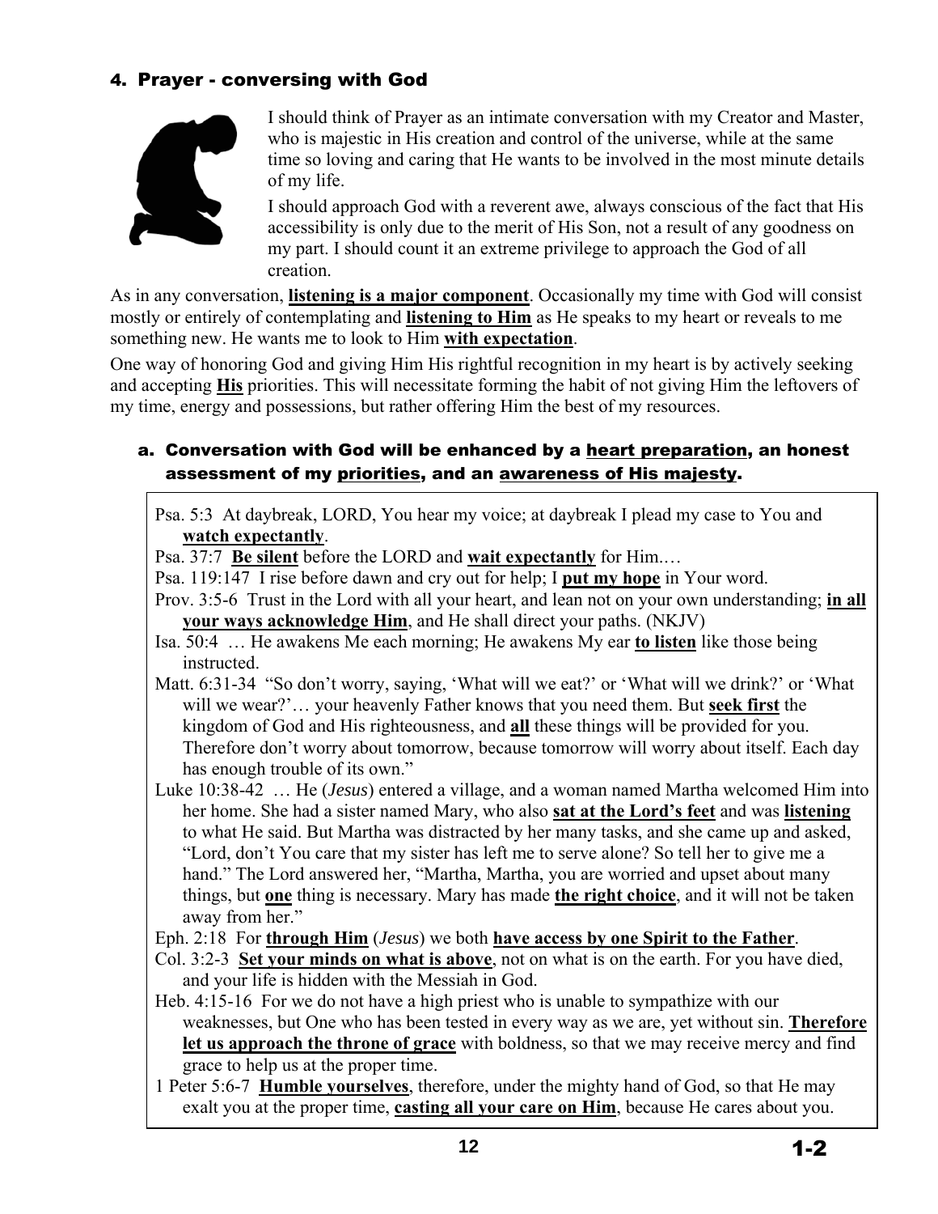## 4. Prayer - conversing with God

I should think of Prayer as an intimate conversation with my Creator and Master, who is majestic in His creation and control of the universe, while at the same time so loving and caring that He wants to be involved in the most minute details of my life.

I should approach God with a reverent awe, always conscious of the fact that His accessibility is only due to the merit of His Son, not a result of any goodness on my part. I should count it an extreme privilege to approach the God of all creation.

As in any conversation, **listening is a major component**. Occasionally my time with God will consist mostly or entirely of contemplating and **listening to Him** as He speaks to my heart or reveals to me something new. He wants me to look to Him **with expectation**.

One way of honoring God and giving Him His rightful recognition in my heart is by actively seeking and accepting **His** priorities. This will necessitate forming the habit of not giving Him the leftovers of my time, energy and possessions, but rather offering Him the best of my resources.

### a. Conversation with God will be enhanced by a heart preparation, an honest assessment of my priorities, and an awareness of His majesty.

Psa. 5:3 At daybreak, LORD, You hear my voice; at daybreak I plead my case to You and **watch expectantly**.

Psa. 37:7 **Be silent** before the LORD and **wait expectantly** for Him.…

Psa. 119:147 I rise before dawn and cry out for help; I **put my hope** in Your word.

Prov. 3:5-6 Trust in the Lord with all your heart, and lean not on your own understanding; **in all your ways acknowledge Him**, and He shall direct your paths. (NKJV)

Isa. 50:4 … He awakens Me each morning; He awakens My ear **to listen** like those being instructed.

Matt. 6:31-34 "So don't worry, saying, 'What will we eat?' or 'What will we drink?' or 'What will we wear?'… your heavenly Father knows that you need them. But **seek first** the kingdom of God and His righteousness, and **all** these things will be provided for you. Therefore don't worry about tomorrow, because tomorrow will worry about itself. Each day has enough trouble of its own."

Luke 10:38-42 … He (*Jesus*) entered a village, and a woman named Martha welcomed Him into her home. She had a sister named Mary, who also **sat at the Lord's feet** and was **listening** to what He said. But Martha was distracted by her many tasks, and she came up and asked, "Lord, don't You care that my sister has left me to serve alone? So tell her to give me a hand." The Lord answered her, "Martha, Martha, you are worried and upset about many things, but **one** thing is necessary. Mary has made **the right choice**, and it will not be taken away from her."

Eph. 2:18 For **through Him** (*Jesus*) we both **have access by one Spirit to the Father**.

Col. 3:2-3 **Set your minds on what is above**, not on what is on the earth. For you have died, and your life is hidden with the Messiah in God.

Heb. 4:15-16 For we do not have a high priest who is unable to sympathize with our weaknesses, but One who has been tested in every way as we are, yet without sin. **Therefore let us approach the throne of grace** with boldness, so that we may receive mercy and find grace to help us at the proper time.

1 Peter 5:6-7 **Humble yourselves**, therefore, under the mighty hand of God, so that He may exalt you at the proper time, **casting all your care on Him**, because He cares about you.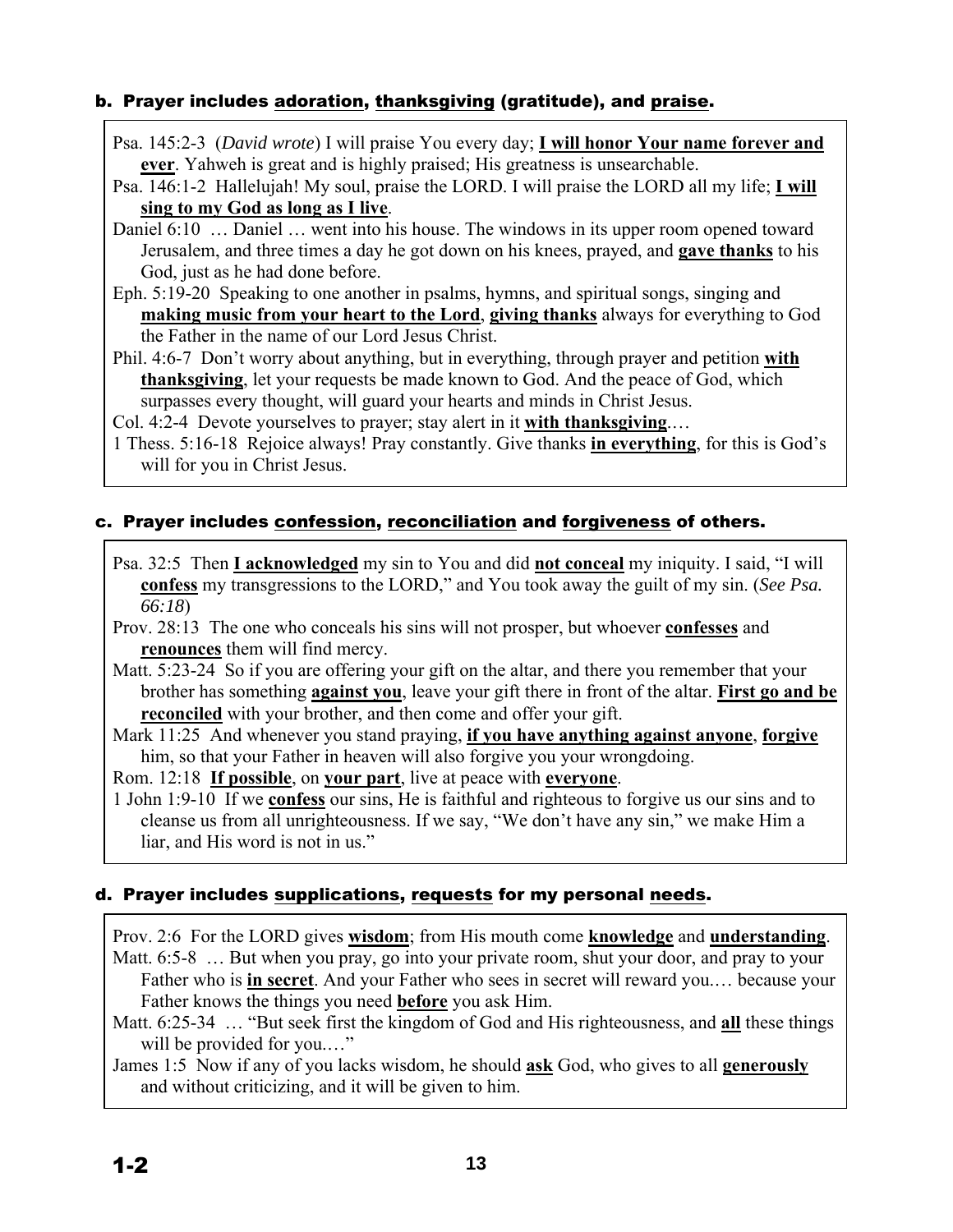### b. Prayer includes adoration, thanksgiving (gratitude), and praise.

Psa. 145:2-3 (*David wrote*) I will praise You every day; **I will honor Your name forever and ever**. Yahweh is great and is highly praised; His greatness is unsearchable.

Psa. 146:1-2 Hallelujah! My soul, praise the LORD. I will praise the LORD all my life; **I will sing to my God as long as I live**.

Daniel 6:10 … Daniel … went into his house. The windows in its upper room opened toward Jerusalem, and three times a day he got down on his knees, prayed, and **gave thanks** to his God, just as he had done before.

Eph. 5:19-20 Speaking to one another in psalms, hymns, and spiritual songs, singing and **making music from your heart to the Lord**, **giving thanks** always for everything to God the Father in the name of our Lord Jesus Christ.

Phil. 4:6-7 Don't worry about anything, but in everything, through prayer and petition **with thanksgiving**, let your requests be made known to God. And the peace of God, which surpasses every thought, will guard your hearts and minds in Christ Jesus.

Col. 4:2-4 Devote yourselves to prayer; stay alert in it **with thanksgiving**.…

1 Thess. 5:16-18 Rejoice always! Pray constantly. Give thanks **in everything**, for this is God's will for you in Christ Jesus.

### c. Prayer includes confession, reconciliation and forgiveness of others.

Psa. 32:5 Then **I acknowledged** my sin to You and did **not conceal** my iniquity. I said, "I will **confess** my transgressions to the LORD," and You took away the guilt of my sin. (*See Psa. 66:18*)

Prov. 28:13 The one who conceals his sins will not prosper, but whoever **confesses** and **renounces** them will find mercy.

Matt. 5:23-24 So if you are offering your gift on the altar, and there you remember that your brother has something **against you**, leave your gift there in front of the altar. **First go and be reconciled** with your brother, and then come and offer your gift.

Mark 11:25 And whenever you stand praying, **if you have anything against anyone**, **forgive** him, so that your Father in heaven will also forgive you your wrongdoing.

Rom. 12:18 **If possible**, on **your part**, live at peace with **everyone**.

1 John 1:9-10 If we **confess** our sins, He is faithful and righteous to forgive us our sins and to cleanse us from all unrighteousness. If we say, "We don't have any sin," we make Him a liar, and His word is not in us."

### d. Prayer includes supplications, requests for my personal needs.

Prov. 2:6 For the LORD gives **wisdom**; from His mouth come **knowledge** and **understanding**.

Matt. 6:5-8 … But when you pray, go into your private room, shut your door, and pray to your Father who is **in secret**. And your Father who sees in secret will reward you.… because your Father knows the things you need **before** you ask Him.

Matt. 6:25-34 … "But seek first the kingdom of God and His righteousness, and **all** these things will be provided for you.…"

James 1:5 Now if any of you lacks wisdom, he should **ask** God, who gives to all **generously** and without criticizing, and it will be given to him.

1-2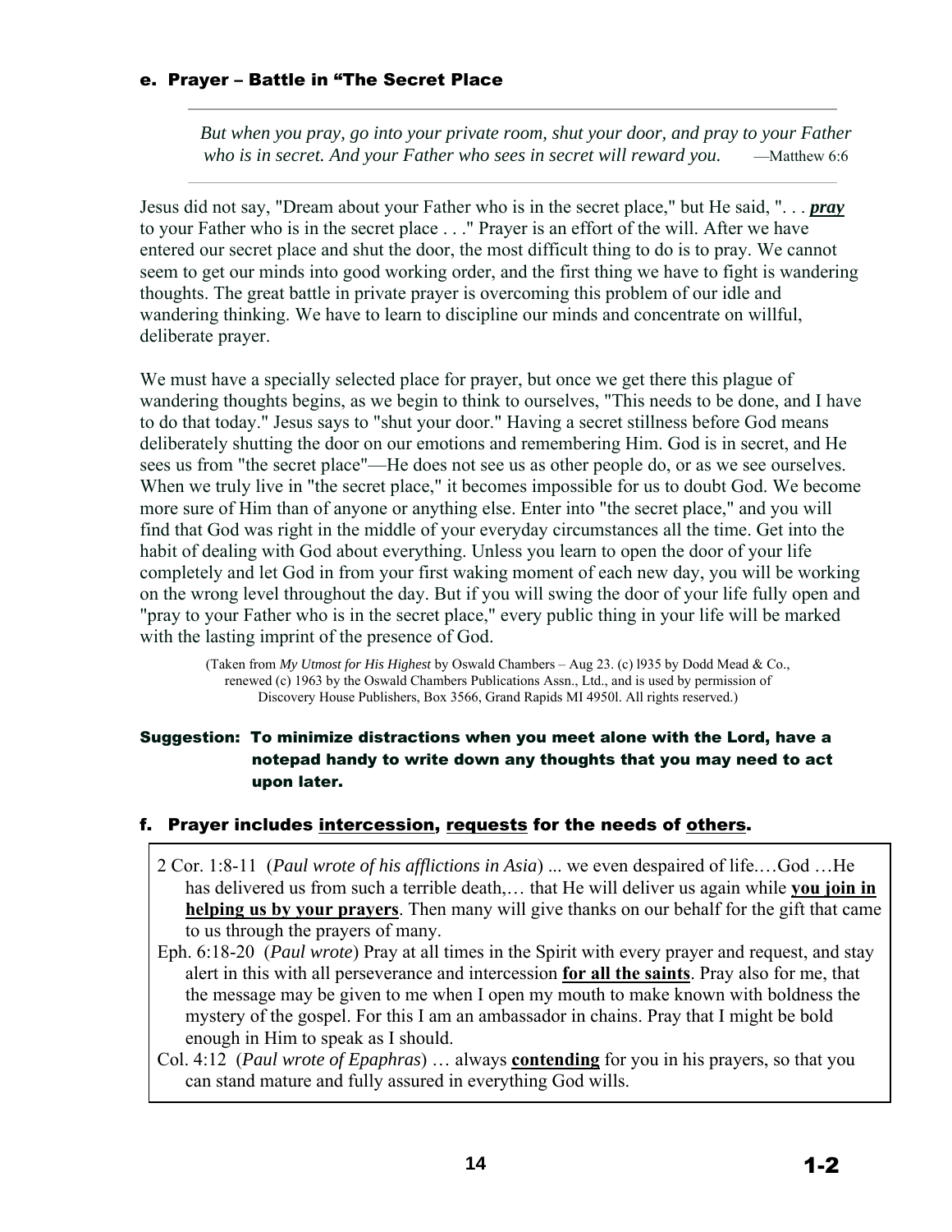### e. Prayer – Battle in "The Secret Place

> *But when you pray, go into your private room, shut your door, and pray to your Father who is in secret. And your Father who sees in secret will reward you.* —Matthew 6:6

Jesus did not say, "Dream about your Father who is in the secret place," but He said, ". . . ***pray*** to your Father who is in the secret place . . ." Prayer is an effort of the will. After we have entered our secret place and shut the door, the most difficult thing to do is to pray. We cannot seem to get our minds into good working order, and the first thing we have to fight is wandering thoughts. The great battle in private prayer is overcoming this problem of our idle and wandering thinking. We have to learn to discipline our minds and concentrate on willful, deliberate prayer.

We must have a specially selected place for prayer, but once we get there this plague of wandering thoughts begins, as we begin to think to ourselves, "This needs to be done, and I have to do that today." Jesus says to "shut your door." Having a secret stillness before God means deliberately shutting the door on our emotions and remembering Him. God is in secret, and He sees us from "the secret place"—He does not see us as other people do, or as we see ourselves. When we truly live in "the secret place," it becomes impossible for us to doubt God. We become more sure of Him than of anyone or anything else. Enter into "the secret place," and you will find that God was right in the middle of your everyday circumstances all the time. Get into the habit of dealing with God about everything. Unless you learn to open the door of your life completely and let God in from your first waking moment of each new day, you will be working on the wrong level throughout the day. But if you will swing the door of your life fully open and "pray to your Father who is in the secret place," every public thing in your life will be marked with the lasting imprint of the presence of God.

(Taken from *My Utmost for His Highest* by Oswald Chambers – Aug 23. (c) l935 by Dodd Mead & Co., renewed (c) 1963 by the Oswald Chambers Publications Assn., Ltd., and is used by permission of Discovery House Publishers, Box 3566, Grand Rapids MI 4950l. All rights reserved.)

**Suggestion: To minimize distractions when you meet alone with the Lord, have a notepad handy to write down any thoughts that you may need to act upon later.**

### f. Prayer includes <u>intercession</u>, <u>requests</u> for the needs of <u>others</u>.

2 Cor. 1:8-11 (*Paul wrote of his afflictions in Asia*) ... we even despaired of life.…God …He has delivered us from such a terrible death,… that He will deliver us again while <u>**you join in helping us by your prayers**</u>. Then many will give thanks on our behalf for the gift that came to us through the prayers of many.

Eph. 6:18-20 (*Paul wrote*) Pray at all times in the Spirit with every prayer and request, and stay alert in this with all perseverance and intercession <u>**for all the saints**</u>. Pray also for me, that the message may be given to me when I open my mouth to make known with boldness the mystery of the gospel. For this I am an ambassador in chains. Pray that I might be bold enough in Him to speak as I should.

Col. 4:12 (*Paul wrote of Epaphras*) … always <u>**contending**</u> for you in his prayers, so that you can stand mature and fully assured in everything God wills.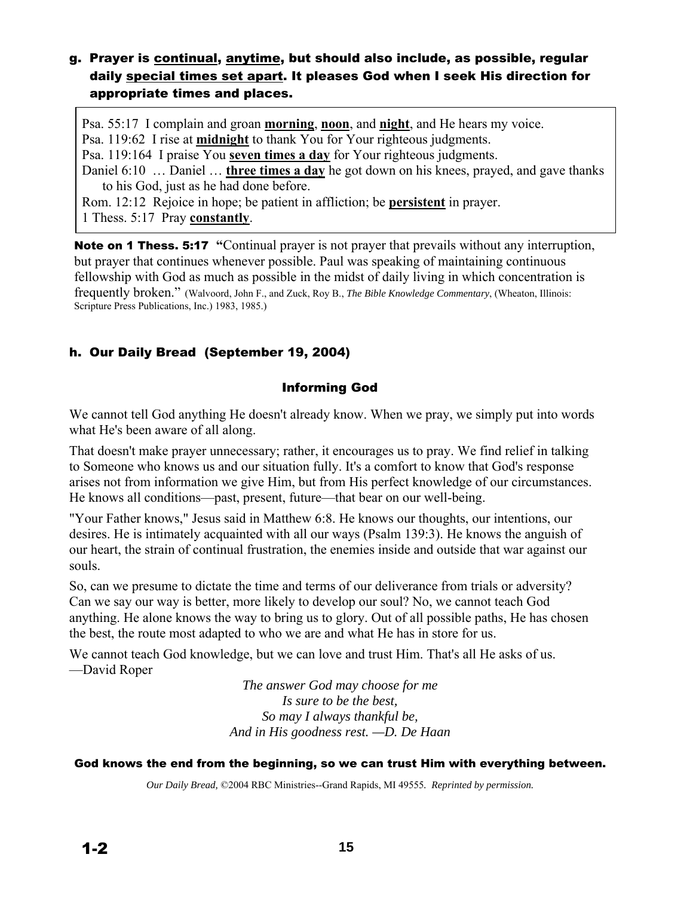### g. Prayer is <u>continual</u>, <u>anytime</u>, but should also include, as possible, regular daily <u>special times set apart</u>. It pleases God when I seek His direction for appropriate times and places.

Psa. 55:17 I complain and groan **<u>morning</u>**, **<u>noon</u>**, and **<u>night</u>**, and He hears my voice.
Psa. 119:62 I rise at **<u>midnight</u>** to thank You for Your righteous judgments.
Psa. 119:164 I praise You **<u>seven times a day</u>** for Your righteous judgments.
Daniel 6:10 … Daniel … **<u>three times a day</u>** he got down on his knees, prayed, and gave thanks to his God, just as he had done before.
Rom. 12:12 Rejoice in hope; be patient in affliction; be **<u>persistent</u>** in prayer.
1 Thess. 5:17 Pray **<u>constantly</u>**.

**Note on 1 Thess. 5:17** "Continual prayer is not prayer that prevails without any interruption, but prayer that continues whenever possible. Paul was speaking of maintaining continuous fellowship with God as much as possible in the midst of daily living in which concentration is frequently broken." (Walvoord, John F., and Zuck, Roy B., *The Bible Knowledge Commentary*, (Wheaton, Illinois: Scripture Press Publications, Inc.) 1983, 1985.)

### h. Our Daily Bread (September 19, 2004)

#### Informing God

We cannot tell God anything He doesn't already know. When we pray, we simply put into words what He's been aware of all along.

That doesn't make prayer unnecessary; rather, it encourages us to pray. We find relief in talking to Someone who knows us and our situation fully. It's a comfort to know that God's response arises not from information we give Him, but from His perfect knowledge of our circumstances. He knows all conditions—past, present, future—that bear on our well-being.

"Your Father knows," Jesus said in Matthew 6:8. He knows our thoughts, our intentions, our desires. He is intimately acquainted with all our ways (Psalm 139:3). He knows the anguish of our heart, the strain of continual frustration, the enemies inside and outside that war against our souls.

So, can we presume to dictate the time and terms of our deliverance from trials or adversity? Can we say our way is better, more likely to develop our soul? No, we cannot teach God anything. He alone knows the way to bring us to glory. Out of all possible paths, He has chosen the best, the route most adapted to who we are and what He has in store for us.

We cannot teach God knowledge, but we can love and trust Him. That's all He asks of us. —David Roper

*The answer God may choose for me*
*Is sure to be the best,*
*So may I always thankful be,*
*And in His goodness rest. —D. De Haan*

**God knows the end from the beginning, so we can trust Him with everything between.**

*Our Daily Bread,* ©2004 RBC Ministries--Grand Rapids, MI 49555. *Reprinted by permission.*

1-2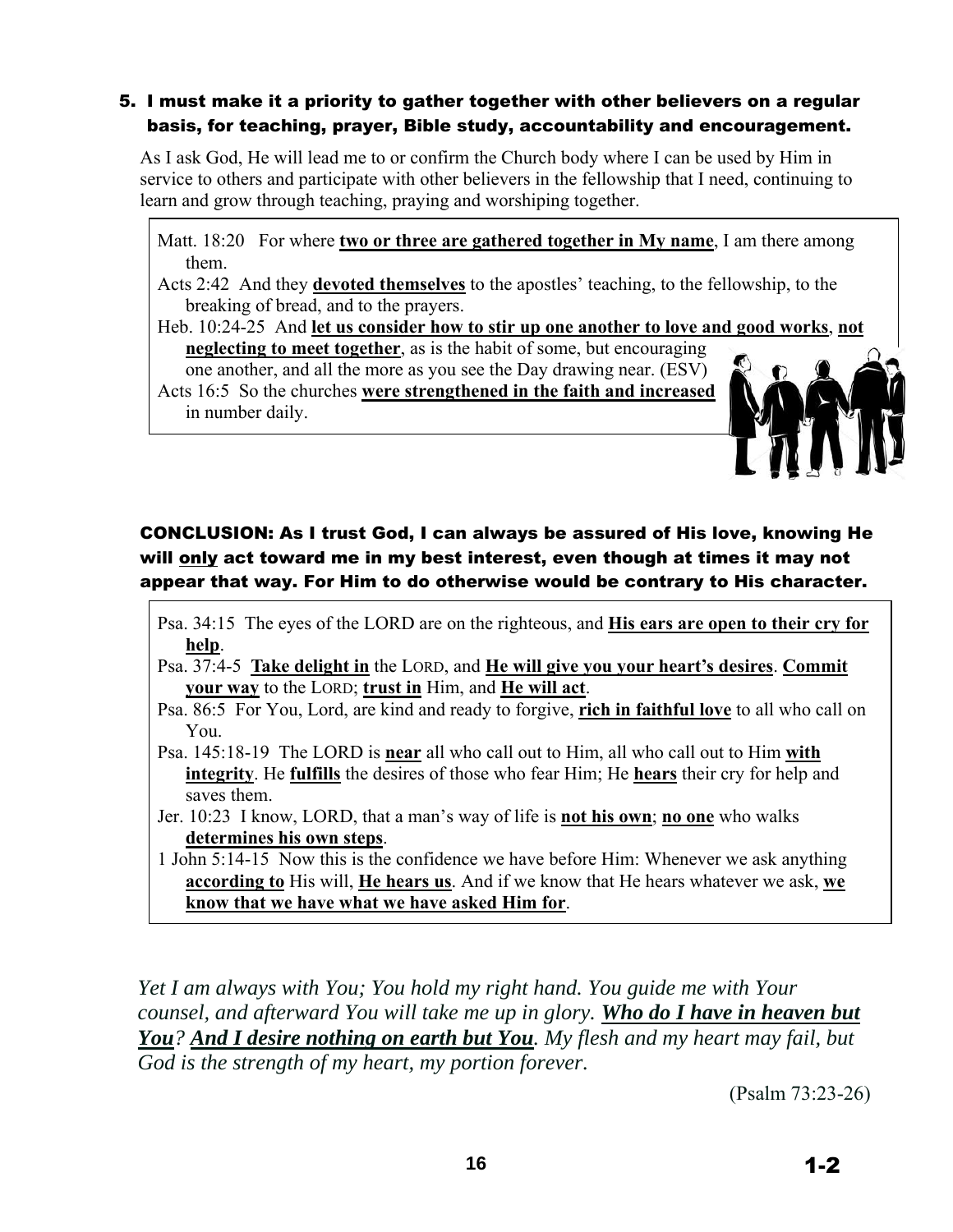### 5. I must make it a priority to gather together with other believers on a regular basis, for teaching, prayer, Bible study, accountability and encouragement.

As I ask God, He will lead me to or confirm the Church body where I can be used by Him in service to others and participate with other believers in the fellowship that I need, continuing to learn and grow through teaching, praying and worshiping together.

Matt. 18:20 For where <u>**two or three are gathered together in My name**</u>, I am there among them.
Acts 2:42 And they <u>**devoted themselves**</u> to the apostles' teaching, to the fellowship, to the breaking of bread, and to the prayers.
Heb. 10:24-25 And <u>**let us consider how to stir up one another to love and good works**</u>, <u>**not neglecting to meet together**</u>, as is the habit of some, but encouraging one another, and all the more as you see the Day drawing near. (ESV)
Acts 16:5 So the churches <u>**were strengthened in the faith and increased**</u> in number daily.

### CONCLUSION: As I trust God, I can always be assured of His love, knowing He will <u>only</u> act toward me in my best interest, even though at times it may not appear that way. For Him to do otherwise would be contrary to His character.

Psa. 34:15 The eyes of the LORD are on the righteous, and <u>**His ears are open to their cry for help**</u>.
Psa. 37:4-5 <u>**Take delight in**</u> the LORD, and <u>**He will give you your heart's desires**</u>. <u>**Commit your way**</u> to the LORD; <u>**trust in**</u> Him, and <u>**He will act**</u>.
Psa. 86:5 For You, Lord, are kind and ready to forgive, <u>**rich in faithful love**</u> to all who call on You.
Psa. 145:18-19 The LORD is <u>**near**</u> all who call out to Him, all who call out to Him <u>**with integrity**</u>. He <u>**fulfills**</u> the desires of those who fear Him; He <u>**hears**</u> their cry for help and saves them.
Jer. 10:23 I know, LORD, that a man's way of life is <u>**not his own**</u>; <u>**no one**</u> who walks <u>**determines his own steps**</u>.
1 John 5:14-15 Now this is the confidence we have before Him: Whenever we ask anything <u>**according to**</u> His will, <u>**He hears us**</u>. And if we know that He hears whatever we ask, <u>**we know that we have what we have asked Him for**</u>.

*Yet I am always with You; You hold my right hand. You guide me with Your counsel, and afterward You will take me up in glory.* <u>***Who do I have in heaven but You***</u>*?* <u>***And I desire nothing on earth but You***</u>*. My flesh and my heart may fail, but God is the strength of my heart, my portion forever.*

(Psalm 73:23-26)